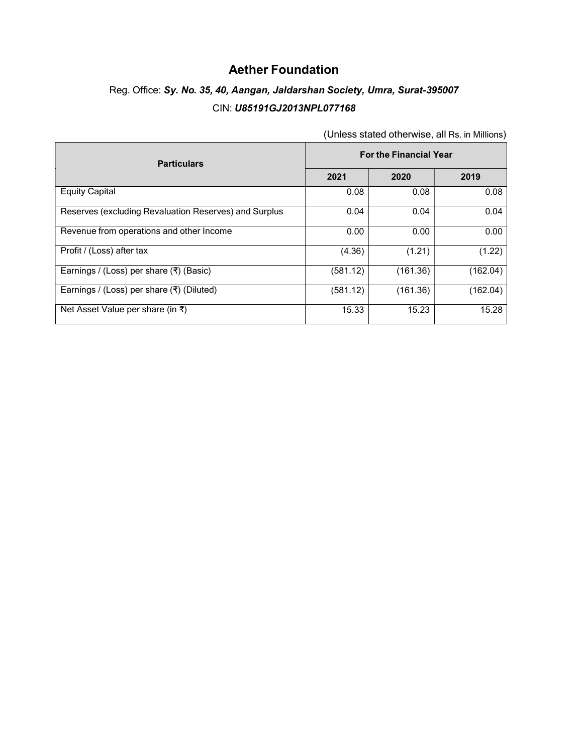# Aether Foundation

Reg. Office: ***Sy. No. 35, 40, Aangan, Jaldarshan Society, Umra, Surat-395007***

CIN: ***U85191GJ2013NPL077168***

(Unless stated otherwise, all Rs. in Millions)

| Particulars | For the Financial Year | | |
|---|---|---|---|
| | 2021 | 2020 | 2019 |
| Equity Capital | 0.08 | 0.08 | 0.08 |
| Reserves (excluding Revaluation Reserves) and Surplus | 0.04 | 0.04 | 0.04 |
| Revenue from operations and other Income | 0.00 | 0.00 | 0.00 |
| Profit / (Loss) after tax | (4.36) | (1.21) | (1.22) |
| Earnings / (Loss) per share (₹) (Basic) | (581.12) | (161.36) | (162.04) |
| Earnings / (Loss) per share (₹) (Diluted) | (581.12) | (161.36) | (162.04) |
| Net Asset Value per share (in ₹) | 15.33 | 15.23 | 15.28 |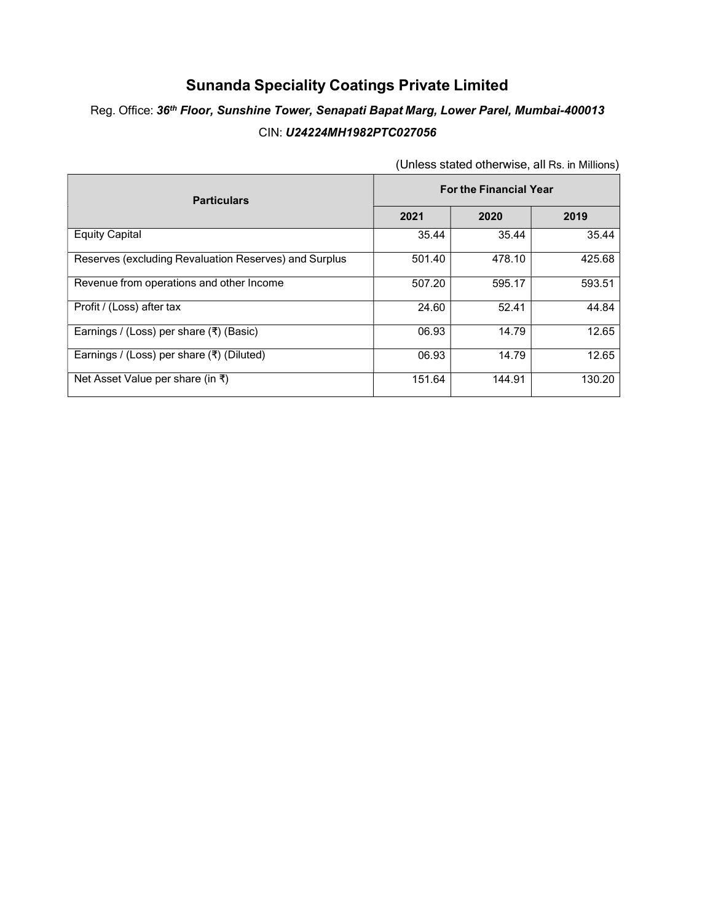# Sunanda Speciality Coatings Private Limited

Reg. Office: ***36th Floor, Sunshine Tower, Senapati Bapat Marg, Lower Parel, Mumbai-400013***

CIN: ***U24224MH1982PTC027056***

(Unless stated otherwise, all Rs. in Millions)

| Particulars | For the Financial Year | | |
|---|---|---|---|
| | 2021 | 2020 | 2019 |
| Equity Capital | 35.44 | 35.44 | 35.44 |
| Reserves (excluding Revaluation Reserves) and Surplus | 501.40 | 478.10 | 425.68 |
| Revenue from operations and other Income | 507.20 | 595.17 | 593.51 |
| Profit / (Loss) after tax | 24.60 | 52.41 | 44.84 |
| Earnings / (Loss) per share (₹) (Basic) | 06.93 | 14.79 | 12.65 |
| Earnings / (Loss) per share (₹) (Diluted) | 06.93 | 14.79 | 12.65 |
| Net Asset Value per share (in ₹) | 151.64 | 144.91 | 130.20 |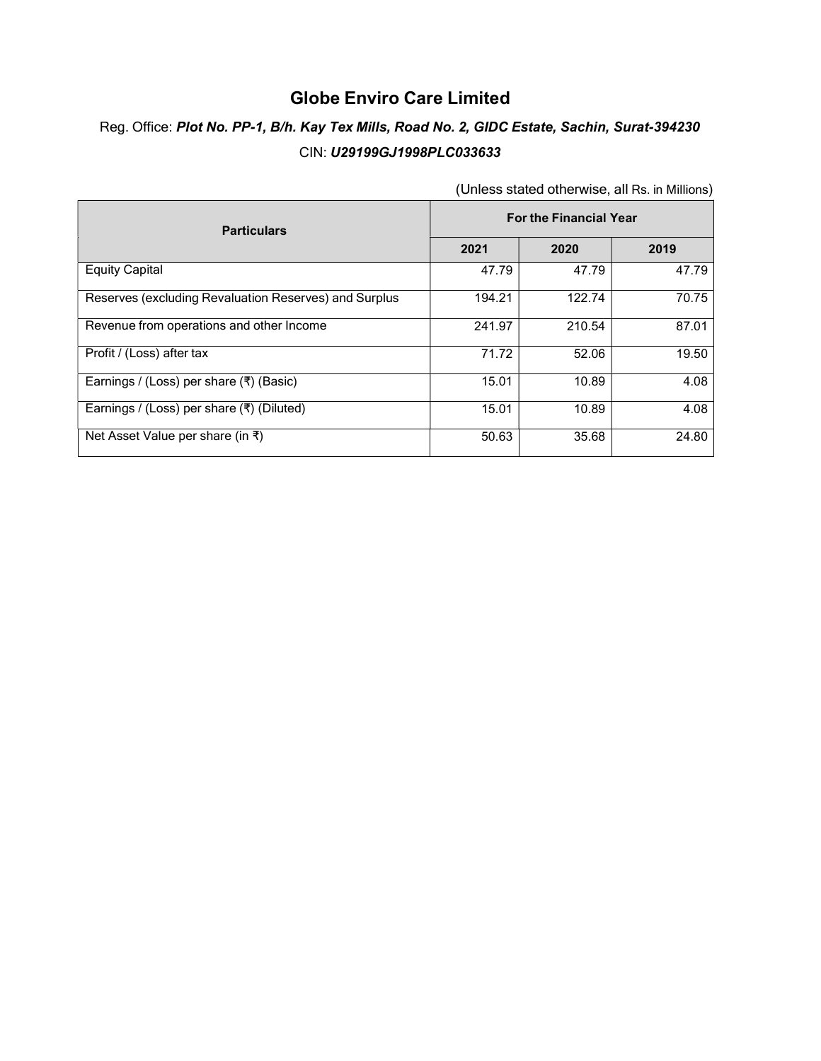# Globe Enviro Care Limited

Reg. Office: ***Plot No. PP-1, B/h. Kay Tex Mills, Road No. 2, GIDC Estate, Sachin, Surat-394230***

CIN: ***U29199GJ1998PLC033633***

(Unless stated otherwise, all Rs. in Millions)

| Particulars | For the Financial Year | | |
|---|---|---|---|
| | **2021** | **2020** | **2019** |
| Equity Capital | 47.79 | 47.79 | 47.79 |
| Reserves (excluding Revaluation Reserves) and Surplus | 194.21 | 122.74 | 70.75 |
| Revenue from operations and other Income | 241.97 | 210.54 | 87.01 |
| Profit / (Loss) after tax | 71.72 | 52.06 | 19.50 |
| Earnings / (Loss) per share (₹) (Basic) | 15.01 | 10.89 | 4.08 |
| Earnings / (Loss) per share (₹) (Diluted) | 15.01 | 10.89 | 4.08 |
| Net Asset Value per share (in ₹) | 50.63 | 35.68 | 24.80 |